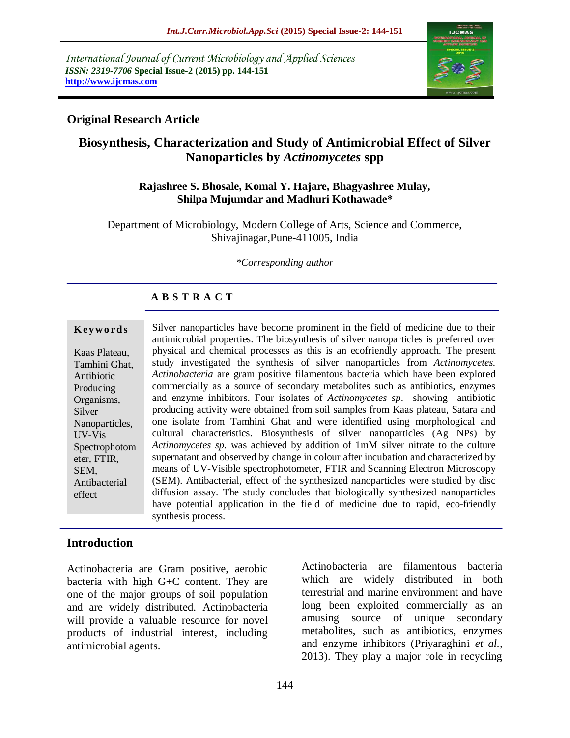International Journal of Current Microbiology and Applied Sciences
*ISSN: 2319-7706* **Special Issue-2 (2015) pp. 144-151**
**http://www.ijcmas.com**

**Original Research Article**

# Biosynthesis, Characterization and Study of Antimicrobial Effect of Silver Nanoparticles by *Actinomycetes* spp

**Rajashree S. Bhosale, Komal Y. Hajare, Bhagyashree Mulay, Shilpa Mujumdar and Madhuri Kothawade***

Department of Microbiology, Modern College of Arts, Science and Commerce, Shivajinagar,Pune-411005, India

**Corresponding author*

## A B S T R A C T

**Keywords**

Kaas Plateau, Tamhini Ghat, Antibiotic Producing Organisms, Silver Nanoparticles, UV-Vis Spectrophotometer, FTIR, SEM, Antibacterial effect

Silver nanoparticles have become prominent in the field of medicine due to their antimicrobial properties. The biosynthesis of silver nanoparticles is preferred over physical and chemical processes as this is an ecofriendly approach. The present study investigated the synthesis of silver nanoparticles from *Actinomycetes. Actinobacteria* are gram positive filamentous bacteria which have been explored commercially as a source of secondary metabolites such as antibiotics, enzymes and enzyme inhibitors. Four isolates of *Actinomycetes sp*. showing antibiotic producing activity were obtained from soil samples from Kaas plateau, Satara and one isolate from Tamhini Ghat and were identified using morphological and cultural characteristics. Biosynthesis of silver nanoparticles (Ag NPs) by *Actinomycetes sp.* was achieved by addition of 1mM silver nitrate to the culture supernatant and observed by change in colour after incubation and characterized by means of UV-Visible spectrophotometer, FTIR and Scanning Electron Microscopy (SEM). Antibacterial, effect of the synthesized nanoparticles were studied by disc diffusion assay. The study concludes that biologically synthesized nanoparticles have potential application in the field of medicine due to rapid, eco-friendly synthesis process.

## Introduction

Actinobacteria are Gram positive, aerobic bacteria with high G+C content. They are one of the major groups of soil population and are widely distributed. Actinobacteria will provide a valuable resource for novel products of industrial interest, including antimicrobial agents.

Actinobacteria are filamentous bacteria which are widely distributed in both terrestrial and marine environment and have long been exploited commercially as an amusing source of unique secondary metabolites, such as antibiotics, enzymes and enzyme inhibitors (Priyaraghini *et al.,* 2013). They play a major role in recycling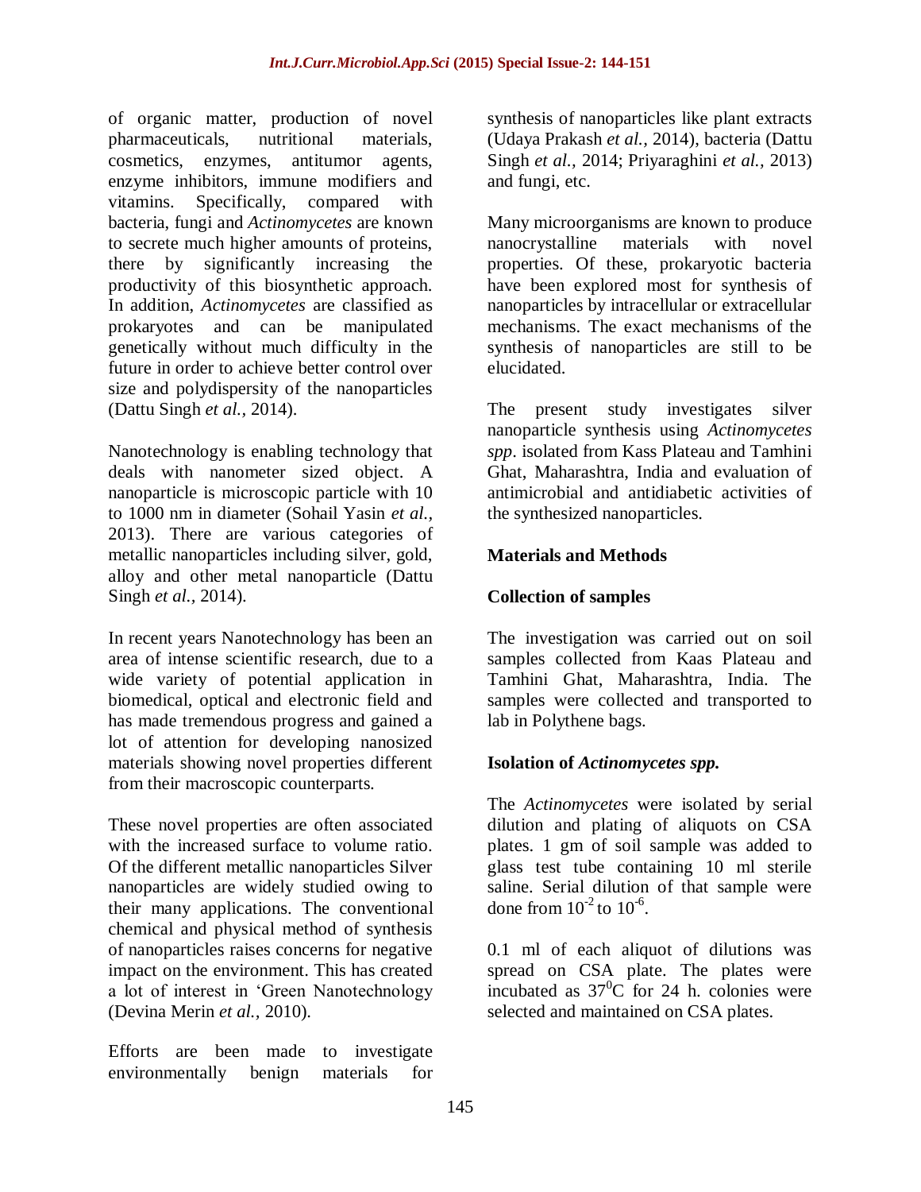of organic matter, production of novel pharmaceuticals, nutritional materials, cosmetics, enzymes, antitumor agents, enzyme inhibitors, immune modifiers and vitamins. Specifically, compared with bacteria, fungi and *Actinomycetes* are known to secrete much higher amounts of proteins, there by significantly increasing the productivity of this biosynthetic approach. In addition, *Actinomycetes* are classified as prokaryotes and can be manipulated genetically without much difficulty in the future in order to achieve better control over size and polydispersity of the nanoparticles (Dattu Singh *et al.,* 2014).

Nanotechnology is enabling technology that deals with nanometer sized object. A nanoparticle is microscopic particle with 10 to 1000 nm in diameter (Sohail Yasin *et al.,* 2013). There are various categories of metallic nanoparticles including silver, gold, alloy and other metal nanoparticle (Dattu Singh *et al.,* 2014).

In recent years Nanotechnology has been an area of intense scientific research, due to a wide variety of potential application in biomedical, optical and electronic field and has made tremendous progress and gained a lot of attention for developing nanosized materials showing novel properties different from their macroscopic counterparts.

These novel properties are often associated with the increased surface to volume ratio. Of the different metallic nanoparticles Silver nanoparticles are widely studied owing to their many applications. The conventional chemical and physical method of synthesis of nanoparticles raises concerns for negative impact on the environment. This has created a lot of interest in 'Green Nanotechnology (Devina Merin *et al.,* 2010).

Efforts are been made to investigate environmentally benign materials for synthesis of nanoparticles like plant extracts (Udaya Prakash *et al.,* 2014), bacteria (Dattu Singh *et al.,* 2014; Priyaraghini *et al.,* 2013) and fungi, etc.

Many microorganisms are known to produce nanocrystalline materials with novel properties. Of these, prokaryotic bacteria have been explored most for synthesis of nanoparticles by intracellular or extracellular mechanisms. The exact mechanisms of the synthesis of nanoparticles are still to be elucidated.

The present study investigates silver nanoparticle synthesis using *Actinomycetes spp*. isolated from Kass Plateau and Tamhini Ghat, Maharashtra, India and evaluation of antimicrobial and antidiabetic activities of the synthesized nanoparticles.

## Materials and Methods

### Collection of samples

The investigation was carried out on soil samples collected from Kaas Plateau and Tamhini Ghat, Maharashtra, India. The samples were collected and transported to lab in Polythene bags.

### Isolation of *Actinomycetes spp.*

The *Actinomycetes* were isolated by serial dilution and plating of aliquots on CSA plates. 1 gm of soil sample was added to glass test tube containing 10 ml sterile saline. Serial dilution of that sample were done from $10^{-2}$ to $10^{-6}$.

0.1 ml of each aliquot of dilutions was spread on CSA plate. The plates were incubated as $37^0$C for 24 h. colonies were selected and maintained on CSA plates.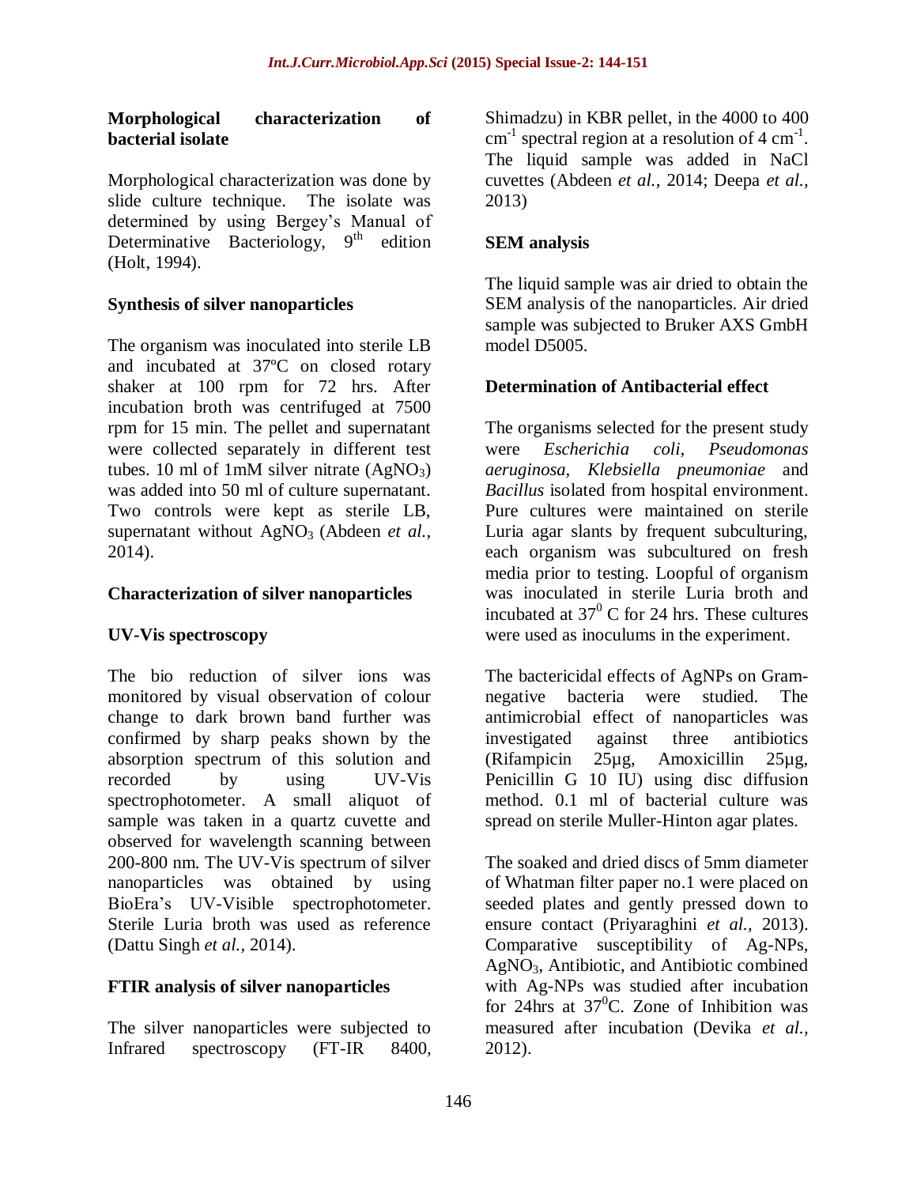### Morphological characterization of bacterial isolate

Morphological characterization was done by slide culture technique. The isolate was determined by using Bergey's Manual of Determinative Bacteriology, 9th edition (Holt, 1994).

### Synthesis of silver nanoparticles

The organism was inoculated into sterile LB and incubated at 37ºC on closed rotary shaker at 100 rpm for 72 hrs. After incubation broth was centrifuged at 7500 rpm for 15 min. The pellet and supernatant were collected separately in different test tubes. 10 ml of 1mM silver nitrate ($AgNO_3$) was added into 50 ml of culture supernatant. Two controls were kept as sterile LB, supernatant without $AgNO_3$ (Abdeen *et al.,* 2014).

### Characterization of silver nanoparticles

### UV-Vis spectroscopy

The bio reduction of silver ions was monitored by visual observation of colour change to dark brown band further was confirmed by sharp peaks shown by the absorption spectrum of this solution and recorded by using UV-Vis spectrophotometer. A small aliquot of sample was taken in a quartz cuvette and observed for wavelength scanning between 200-800 nm. The UV-Vis spectrum of silver nanoparticles was obtained by using BioEra's UV-Visible spectrophotometer. Sterile Luria broth was used as reference (Dattu Singh *et al.,* 2014).

### FTIR analysis of silver nanoparticles

The silver nanoparticles were subjected to Infrared spectroscopy (FT-IR 8400, Shimadzu) in KBR pellet, in the 4000 to 400 $cm^{-1}$ spectral region at a resolution of 4 $cm^{-1}$. The liquid sample was added in NaCl cuvettes (Abdeen *et al.,* 2014; Deepa *et al.,* 2013)

### SEM analysis

The liquid sample was air dried to obtain the SEM analysis of the nanoparticles. Air dried sample was subjected to Bruker AXS GmbH model D5005.

### Determination of Antibacterial effect

The organisms selected for the present study were *Escherichia coli*, *Pseudomonas aeruginosa*, *Klebsiella pneumoniae* and *Bacillus* isolated from hospital environment. Pure cultures were maintained on sterile Luria agar slants by frequent subculturing, each organism was subcultured on fresh media prior to testing. Loopful of organism was inoculated in sterile Luria broth and incubated at $37^0$ C for 24 hrs. These cultures were used as inoculums in the experiment.

The bactericidal effects of AgNPs on Gram-negative bacteria were studied. The antimicrobial effect of nanoparticles was investigated against three antibiotics (Rifampicin 25µg, Amoxicillin 25µg, Penicillin G 10 IU) using disc diffusion method. 0.1 ml of bacterial culture was spread on sterile Muller-Hinton agar plates.

The soaked and dried discs of 5mm diameter of Whatman filter paper no.1 were placed on seeded plates and gently pressed down to ensure contact (Priyaraghini *et al.,* 2013). Comparative susceptibility of Ag-NPs, $AgNO_3$, Antibiotic, and Antibiotic combined with Ag-NPs was studied after incubation for 24hrs at $37^0$C. Zone of Inhibition was measured after incubation (Devika *et al.,* 2012).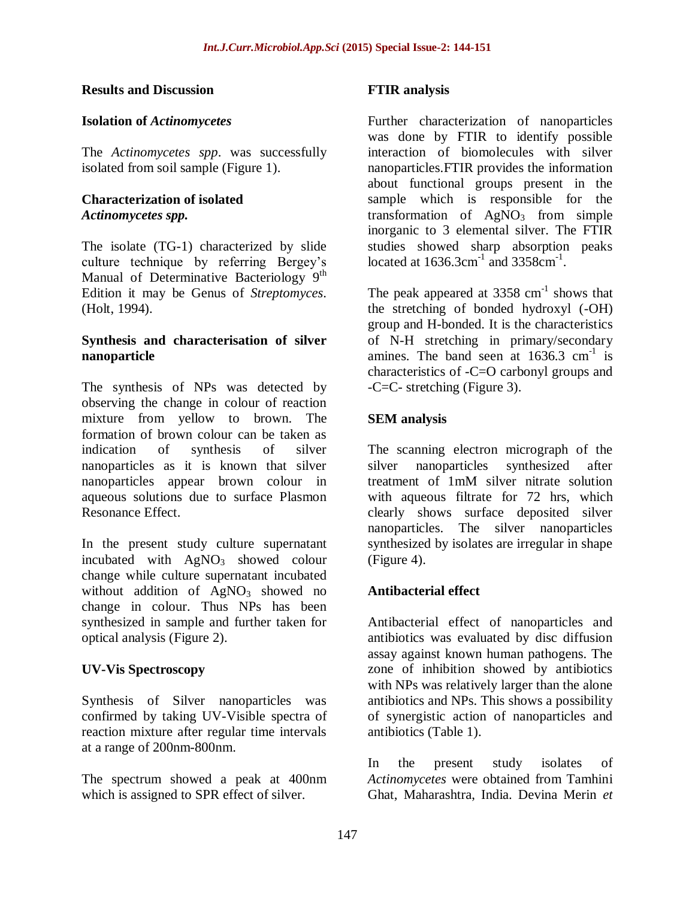## Results and Discussion

### Isolation of *Actinomycetes*

The *Actinomycetes spp*. was successfully isolated from soil sample (Figure 1).

### Characterization of isolated *Actinomycetes spp.*

The isolate (TG-1) characterized by slide culture technique by referring Bergey's Manual of Determinative Bacteriology 9$^{th}$ Edition it may be Genus of *Streptomyces*. (Holt, 1994).

### Synthesis and characterisation of silver nanoparticle

The synthesis of NPs was detected by observing the change in colour of reaction mixture from yellow to brown. The formation of brown colour can be taken as indication of synthesis of silver nanoparticles as it is known that silver nanoparticles appear brown colour in aqueous solutions due to surface Plasmon Resonance Effect.

In the present study culture supernatant incubated with $AgNO_3$ showed colour change while culture supernatant incubated without addition of $AgNO_3$ showed no change in colour. Thus NPs has been synthesized in sample and further taken for optical analysis (Figure 2).

### UV-Vis Spectroscopy

Synthesis of Silver nanoparticles was confirmed by taking UV-Visible spectra of reaction mixture after regular time intervals at a range of 200nm-800nm.

The spectrum showed a peak at 400nm which is assigned to SPR effect of silver.

### FTIR analysis

Further characterization of nanoparticles was done by FTIR to identify possible interaction of biomolecules with silver nanoparticles.FTIR provides the information about functional groups present in the sample which is responsible for the transformation of $AgNO_3$ from simple inorganic to 3 elemental silver. The FTIR studies showed sharp absorption peaks located at 1636.3cm$^{-1}$ and 3358cm$^{-1}$.

The peak appeared at 3358 cm$^{-1}$ shows that the stretching of bonded hydroxyl (-OH) group and H-bonded. It is the characteristics of N-H stretching in primary/secondary amines. The band seen at 1636.3 cm$^{-1}$ is characteristics of -C=O carbonyl groups and -C=C- stretching (Figure 3).

### SEM analysis

The scanning electron micrograph of the silver nanoparticles synthesized after treatment of 1mM silver nitrate solution with aqueous filtrate for 72 hrs, which clearly shows surface deposited silver nanoparticles. The silver nanoparticles synthesized by isolates are irregular in shape (Figure 4).

### Antibacterial effect

Antibacterial effect of nanoparticles and antibiotics was evaluated by disc diffusion assay against known human pathogens. The zone of inhibition showed by antibiotics with NPs was relatively larger than the alone antibiotics and NPs. This shows a possibility of synergistic action of nanoparticles and antibiotics (Table 1).

In the present study isolates of *Actinomycetes* were obtained from Tamhini Ghat, Maharashtra, India. Devina Merin *et*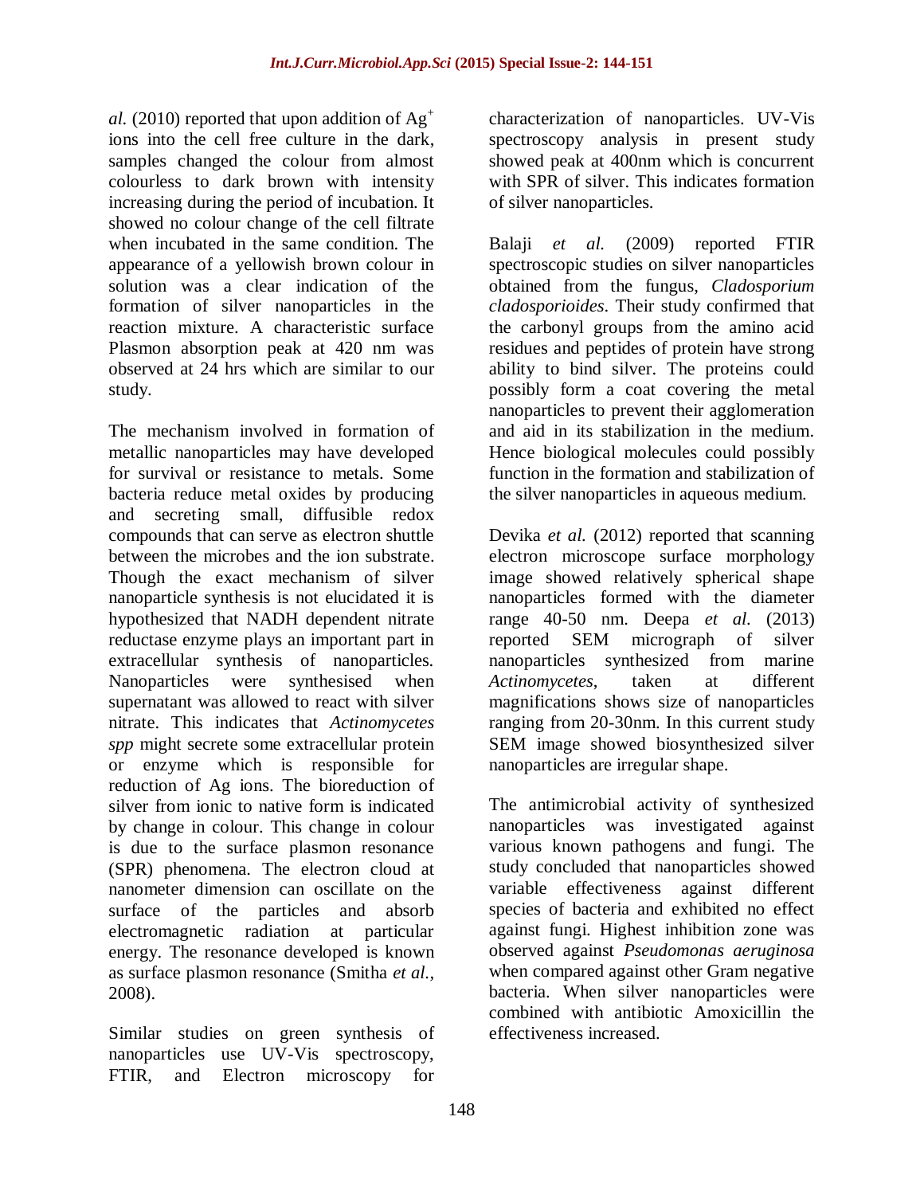*al.* (2010) reported that upon addition of $Ag^+$ ions into the cell free culture in the dark, samples changed the colour from almost colourless to dark brown with intensity increasing during the period of incubation. It showed no colour change of the cell filtrate when incubated in the same condition. The appearance of a yellowish brown colour in solution was a clear indication of the formation of silver nanoparticles in the reaction mixture. A characteristic surface Plasmon absorption peak at 420 nm was observed at 24 hrs which are similar to our study.

The mechanism involved in formation of metallic nanoparticles may have developed for survival or resistance to metals. Some bacteria reduce metal oxides by producing and secreting small, diffusible redox compounds that can serve as electron shuttle between the microbes and the ion substrate. Though the exact mechanism of silver nanoparticle synthesis is not elucidated it is hypothesized that NADH dependent nitrate reductase enzyme plays an important part in extracellular synthesis of nanoparticles. Nanoparticles were synthesised when supernatant was allowed to react with silver nitrate. This indicates that *Actinomycetes spp* might secrete some extracellular protein or enzyme which is responsible for reduction of Ag ions. The bioreduction of silver from ionic to native form is indicated by change in colour. This change in colour is due to the surface plasmon resonance (SPR) phenomena. The electron cloud at nanometer dimension can oscillate on the surface of the particles and absorb electromagnetic radiation at particular energy. The resonance developed is known as surface plasmon resonance (Smitha *et al.*, 2008).

Similar studies on green synthesis of nanoparticles use UV-Vis spectroscopy, FTIR, and Electron microscopy for characterization of nanoparticles. UV-Vis spectroscopy analysis in present study showed peak at 400nm which is concurrent with SPR of silver. This indicates formation of silver nanoparticles.

Balaji *et al.* (2009) reported FTIR spectroscopic studies on silver nanoparticles obtained from the fungus, *Cladosporium cladosporioides*. Their study confirmed that the carbonyl groups from the amino acid residues and peptides of protein have strong ability to bind silver. The proteins could possibly form a coat covering the metal nanoparticles to prevent their agglomeration and aid in its stabilization in the medium. Hence biological molecules could possibly function in the formation and stabilization of the silver nanoparticles in aqueous medium.

Devika *et al.* (2012) reported that scanning electron microscope surface morphology image showed relatively spherical shape nanoparticles formed with the diameter range 40-50 nm. Deepa *et al.* (2013) reported SEM micrograph of silver nanoparticles synthesized from marine *Actinomycetes*, taken at different magnifications shows size of nanoparticles ranging from 20-30nm. In this current study SEM image showed biosynthesized silver nanoparticles are irregular shape.

The antimicrobial activity of synthesized nanoparticles was investigated against various known pathogens and fungi. The study concluded that nanoparticles showed variable effectiveness against different species of bacteria and exhibited no effect against fungi. Highest inhibition zone was observed against *Pseudomonas aeruginosa* when compared against other Gram negative bacteria. When silver nanoparticles were combined with antibiotic Amoxicillin the effectiveness increased.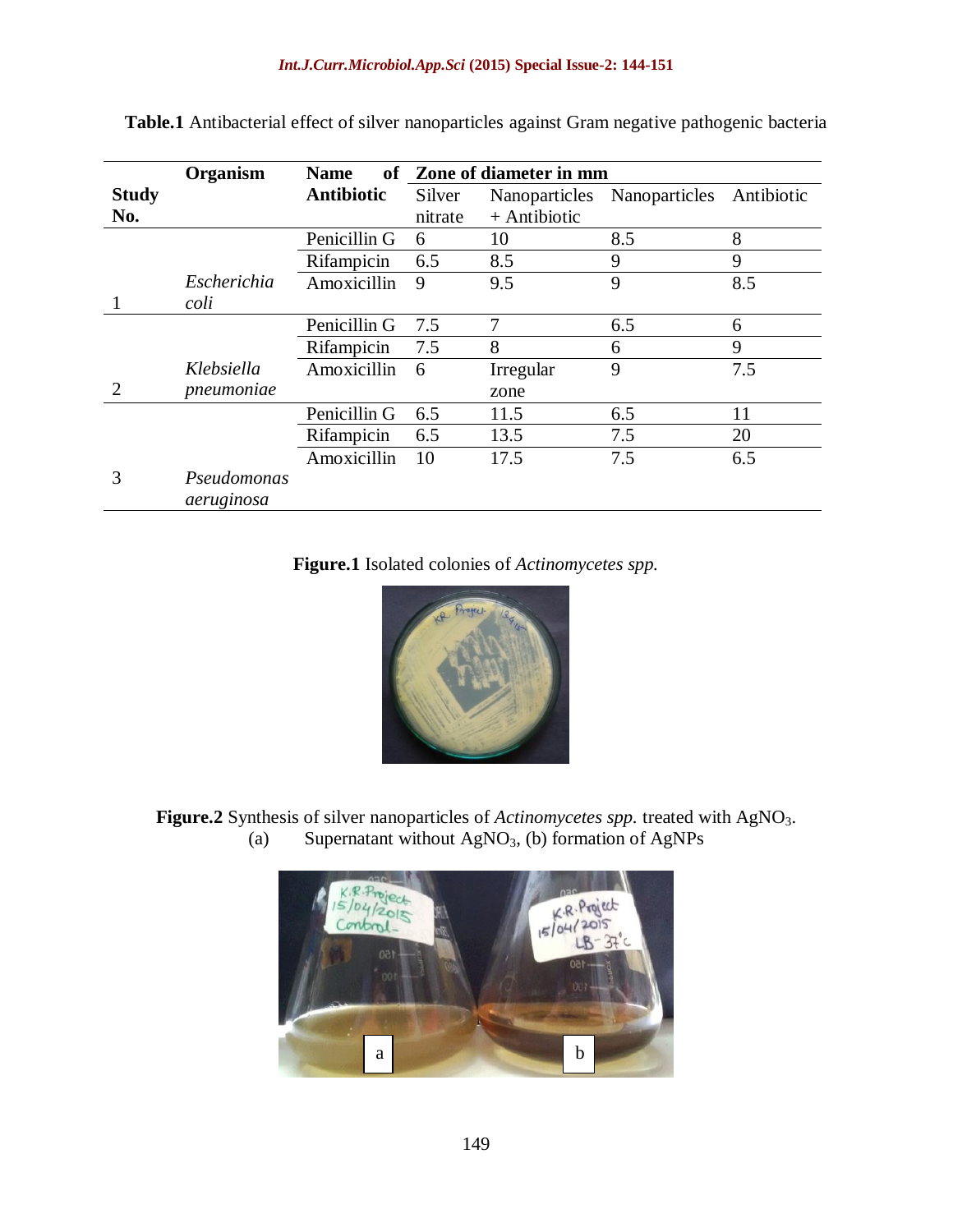**Table.1** Antibacterial effect of silver nanoparticles against Gram negative pathogenic bacteria

| Study No. | Organism | Name of Antibiotic | Zone of diameter in mm | | | |
|---|---|---|---|---|---|---|
| | | | Silver nitrate | Nanoparticles + Antibiotic | Nanoparticles | Antibiotic |
| 1 | *Escherichia coli* | Penicillin G | 6 | 10 | 8.5 | 8 |
| | | Rifampicin | 6.5 | 8.5 | 9 | 9 |
| | | Amoxicillin | 9 | 9.5 | 9 | 8.5 |
| 2 | *Klebsiella pneumoniae* | Penicillin G | 7.5 | 7 | 6.5 | 6 |
| | | Rifampicin | 7.5 | 8 | 6 | 9 |
| | | Amoxicillin | 6 | Irregular zone | 9 | 7.5 |
| 3 | *Pseudomonas aeruginosa* | Penicillin G | 6.5 | 11.5 | 6.5 | 11 |
| | | Rifampicin | 6.5 | 13.5 | 7.5 | 20 |
| | | Amoxicillin | 10 | 17.5 | 7.5 | 6.5 |

**Figure.1** Isolated colonies of *Actinomycetes spp.*

**Figure.2** Synthesis of silver nanoparticles of *Actinomycetes spp.* treated with $AgNO_3$.
(a) Supernatant without $AgNO_3$, (b) formation of AgNPs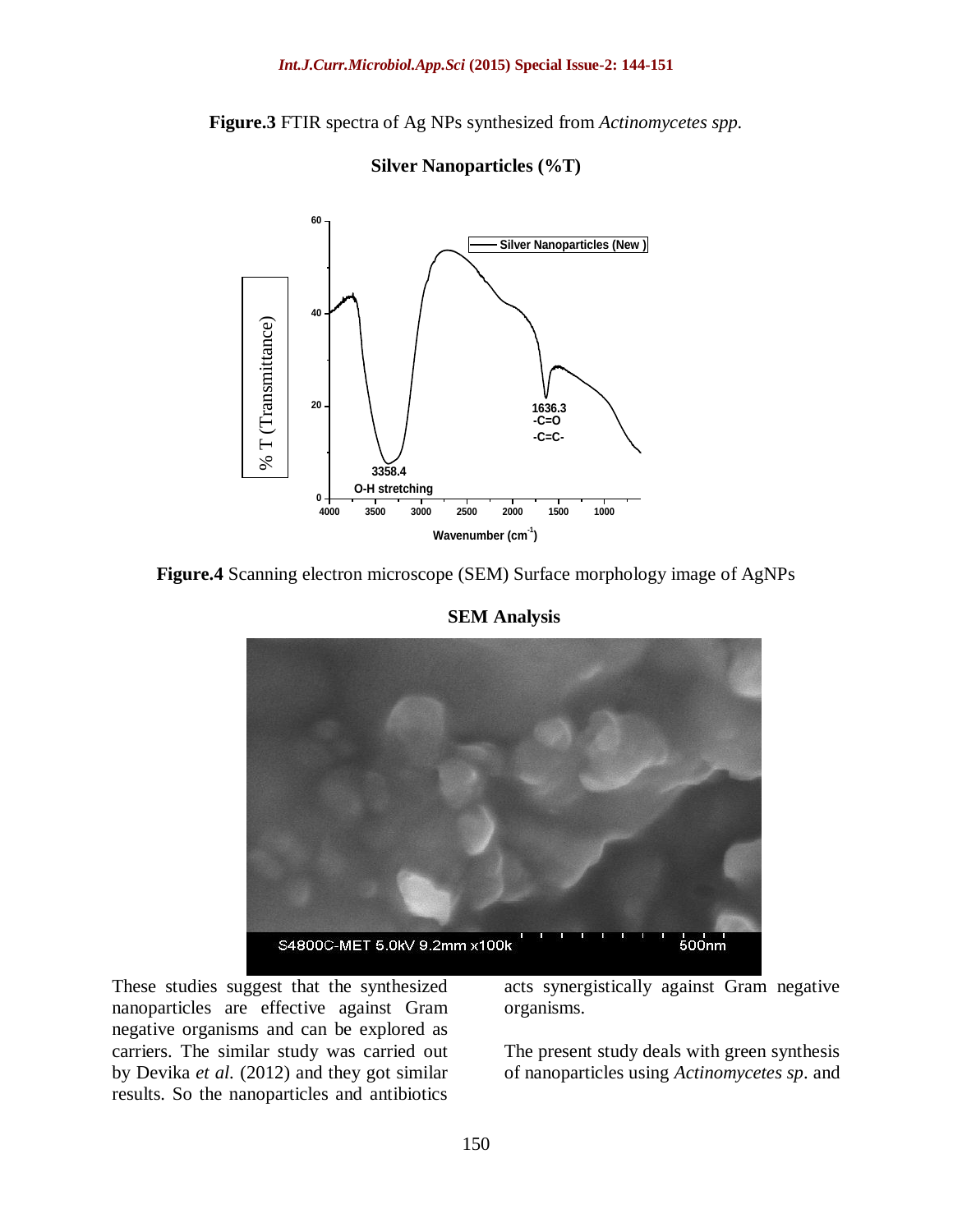**Figure.3** FTIR spectra of Ag NPs synthesized from *Actinomycetes spp.*

**Figure.4** Scanning electron microscope (SEM) Surface morphology image of AgNPs

These studies suggest that the synthesized nanoparticles are effective against Gram negative organisms and can be explored as carriers. The similar study was carried out by Devika *et al.* (2012) and they got similar results. So the nanoparticles and antibiotics acts synergistically against Gram negative organisms.

The present study deals with green synthesis of nanoparticles using *Actinomycetes sp*. and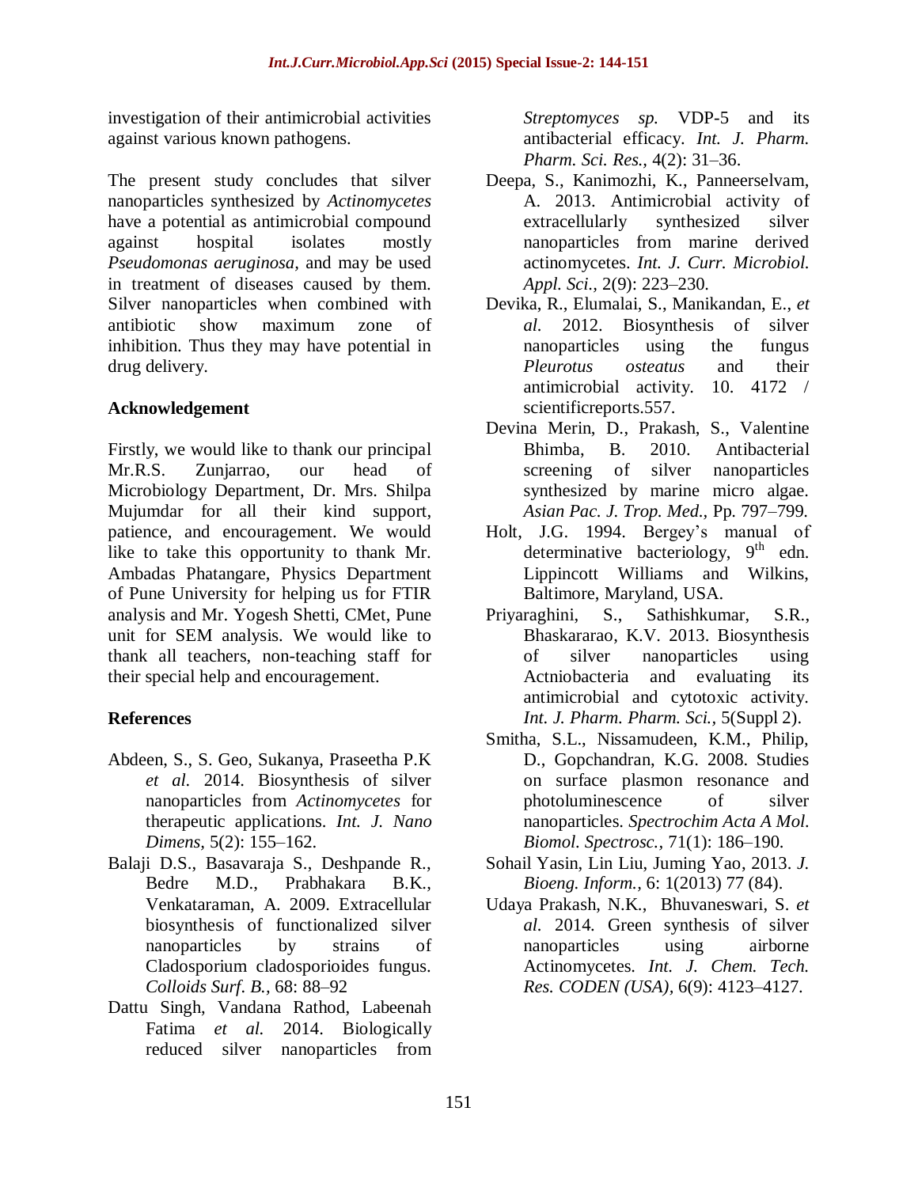investigation of their antimicrobial activities against various known pathogens.

The present study concludes that silver nanoparticles synthesized by *Actinomycetes* have a potential as antimicrobial compound against hospital isolates mostly *Pseudomonas aeruginosa,* and may be used in treatment of diseases caused by them. Silver nanoparticles when combined with antibiotic show maximum zone of inhibition. Thus they may have potential in drug delivery.

## Acknowledgement

Firstly, we would like to thank our principal Mr.R.S. Zunjarrao, our head of Microbiology Department, Dr. Mrs. Shilpa Mujumdar for all their kind support, patience, and encouragement. We would like to take this opportunity to thank Mr. Ambadas Phatangare, Physics Department of Pune University for helping us for FTIR analysis and Mr. Yogesh Shetti, CMet, Pune unit for SEM analysis. We would like to thank all teachers, non-teaching staff for their special help and encouragement.

## References

- Abdeen, S., S. Geo, Sukanya, Praseetha P.K *et al.* 2014. Biosynthesis of silver nanoparticles from *Actinomycetes* for therapeutic applications. *Int. J. Nano Dimens,* 5(2): 155–162.
- Balaji D.S., Basavaraja S., Deshpande R., Bedre M.D., Prabhakara B.K., Venkataraman, A. 2009. Extracellular biosynthesis of functionalized silver nanoparticles by strains of Cladosporium cladosporioides fungus. *Colloids Surf. B.,* 68: 88–92
- Dattu Singh, Vandana Rathod, Labeenah Fatima *et al.* 2014. Biologically reduced silver nanoparticles from *Streptomyces sp.* VDP-5 and its antibacterial efficacy. *Int. J. Pharm. Pharm. Sci. Res.,* 4(2): 31–36.
- Deepa, S., Kanimozhi, K., Panneerselvam, A. 2013. Antimicrobial activity of extracellularly synthesized silver nanoparticles from marine derived actinomycetes. *Int. J. Curr. Microbiol. Appl. Sci.,* 2(9): 223–230.
- Devika, R., Elumalai, S., Manikandan, E., *et al.* 2012. Biosynthesis of silver nanoparticles using the fungus *Pleurotus osteatus* and their antimicrobial activity. 10. 4172 / scientificreports.557.
- Devina Merin, D., Prakash, S., Valentine Bhimba, B. 2010. Antibacterial screening of silver nanoparticles synthesized by marine micro algae. *Asian Pac. J. Trop. Med.,* Pp. 797–799.
- Holt, J.G. 1994. Bergey's manual of determinative bacteriology, 9th edn. Lippincott Williams and Wilkins, Baltimore, Maryland, USA.
- Priyaraghini, S., Sathishkumar, S.R., Bhaskararao, K.V. 2013. Biosynthesis of silver nanoparticles using Actniobacteria and evaluating its antimicrobial and cytotoxic activity. *Int. J. Pharm. Pharm. Sci.,* 5(Suppl 2).
- Smitha, S.L., Nissamudeen, K.M., Philip, D., Gopchandran, K.G. 2008. Studies on surface plasmon resonance and photoluminescence of silver nanoparticles. *Spectrochim Acta A Mol. Biomol. Spectrosc.,* 71(1): 186–190.
- Sohail Yasin, Lin Liu, Juming Yao, 2013. *J. Bioeng. Inform.,* 6: 1(2013) 77 (84).
- Udaya Prakash, N.K., Bhuvaneswari, S. *et al.* 2014. Green synthesis of silver nanoparticles using airborne Actinomycetes. *Int. J. Chem. Tech. Res. CODEN (USA),* 6(9): 4123–4127.